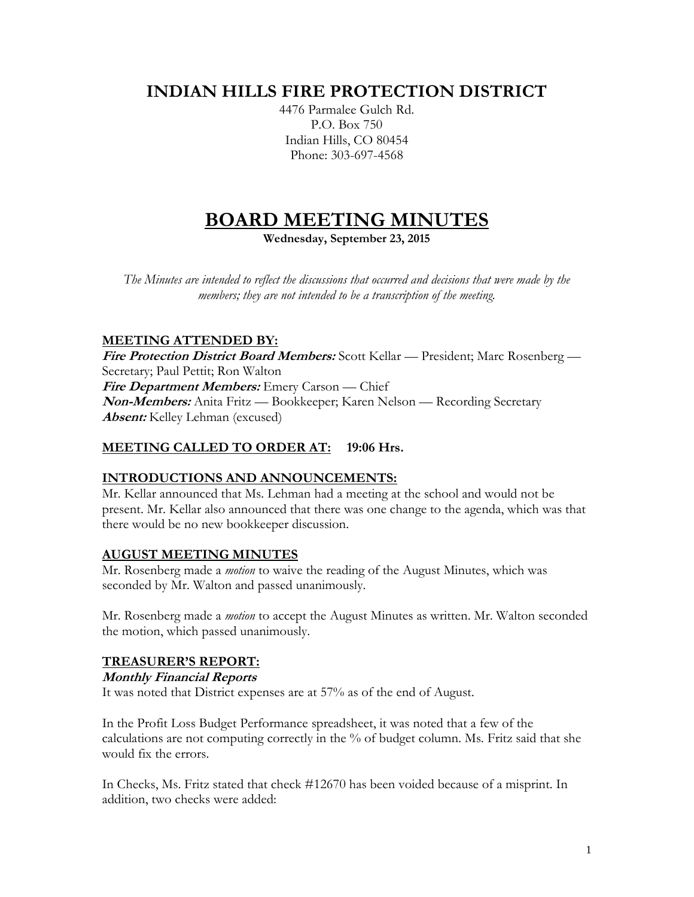# INDIAN HILLS FIRE PROTECTION DISTRICT

4476 Parmalee Gulch Rd.
P.O. Box 750
Indian Hills, CO 80454
Phone: 303-697-4568

# BOARD MEETING MINUTES

**Wednesday, September 23, 2015**

*The Minutes are intended to reflect the discussions that occurred and decisions that were made by the members; they are not intended to be a transcription of the meeting.*

## MEETING ATTENDED BY:

***Fire Protection District Board Members:*** Scott Kellar — President; Marc Rosenberg — Secretary; Paul Pettit; Ron Walton
***Fire Department Members:*** Emery Carson — Chief
***Non-Members:*** Anita Fritz — Bookkeeper; Karen Nelson — Recording Secretary
***Absent:*** Kelley Lehman (excused)

## MEETING CALLED TO ORDER AT: 19:06 Hrs.

## INTRODUCTIONS AND ANNOUNCEMENTS:

Mr. Kellar announced that Ms. Lehman had a meeting at the school and would not be present. Mr. Kellar also announced that there was one change to the agenda, which was that there would be no new bookkeeper discussion.

## AUGUST MEETING MINUTES

Mr. Rosenberg made a *motion* to waive the reading of the August Minutes, which was seconded by Mr. Walton and passed unanimously.

Mr. Rosenberg made a *motion* to accept the August Minutes as written. Mr. Walton seconded the motion, which passed unanimously.

## TREASURER'S REPORT:

### *Monthly Financial Reports*

It was noted that District expenses are at 57% as of the end of August.

In the Profit Loss Budget Performance spreadsheet, it was noted that a few of the calculations are not computing correctly in the % of budget column. Ms. Fritz said that she would fix the errors.

In Checks, Ms. Fritz stated that check #12670 has been voided because of a misprint. In addition, two checks were added: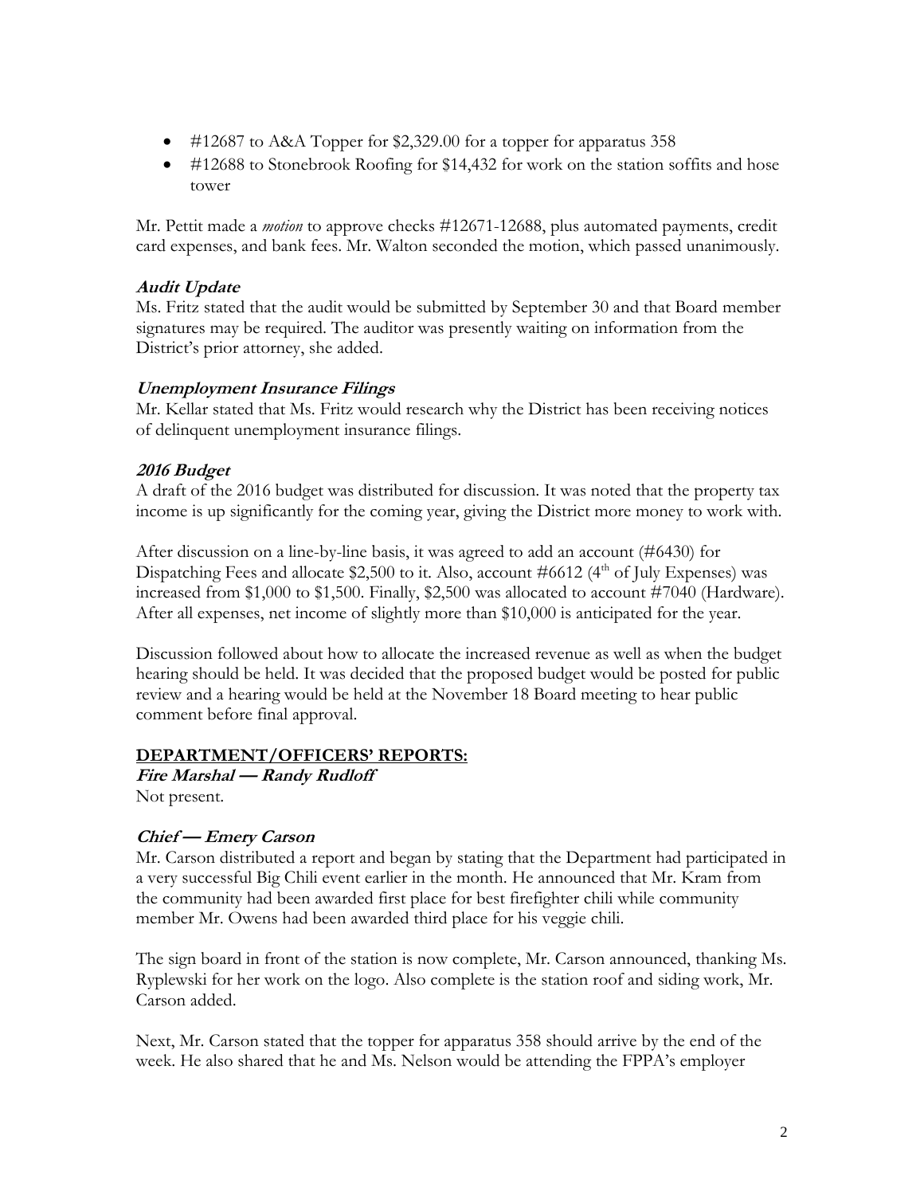- #12687 to A&A Topper for $2,329.00 for a topper for apparatus 358
- #12688 to Stonebrook Roofing for $14,432 for work on the station soffits and hose tower

Mr. Pettit made a *motion* to approve checks #12671-12688, plus automated payments, credit card expenses, and bank fees. Mr. Walton seconded the motion, which passed unanimously.

### *Audit Update*

Ms. Fritz stated that the audit would be submitted by September 30 and that Board member signatures may be required. The auditor was presently waiting on information from the District's prior attorney, she added.

### *Unemployment Insurance Filings*

Mr. Kellar stated that Ms. Fritz would research why the District has been receiving notices of delinquent unemployment insurance filings.

### *2016 Budget*

A draft of the 2016 budget was distributed for discussion. It was noted that the property tax income is up significantly for the coming year, giving the District more money to work with.

After discussion on a line-by-line basis, it was agreed to add an account (#6430) for Dispatching Fees and allocate $2,500 to it. Also, account #6612 (4th of July Expenses) was increased from $1,000 to $1,500. Finally, $2,500 was allocated to account #7040 (Hardware). After all expenses, net income of slightly more than $10,000 is anticipated for the year.

Discussion followed about how to allocate the increased revenue as well as when the budget hearing should be held. It was decided that the proposed budget would be posted for public review and a hearing would be held at the November 18 Board meeting to hear public comment before final approval.

## DEPARTMENT/OFFICERS' REPORTS:

### *Fire Marshal — Randy Rudloff*

Not present.

### *Chief — Emery Carson*

Mr. Carson distributed a report and began by stating that the Department had participated in a very successful Big Chili event earlier in the month. He announced that Mr. Kram from the community had been awarded first place for best firefighter chili while community member Mr. Owens had been awarded third place for his veggie chili.

The sign board in front of the station is now complete, Mr. Carson announced, thanking Ms. Ryplewski for her work on the logo. Also complete is the station roof and siding work, Mr. Carson added.

Next, Mr. Carson stated that the topper for apparatus 358 should arrive by the end of the week. He also shared that he and Ms. Nelson would be attending the FPPA's employer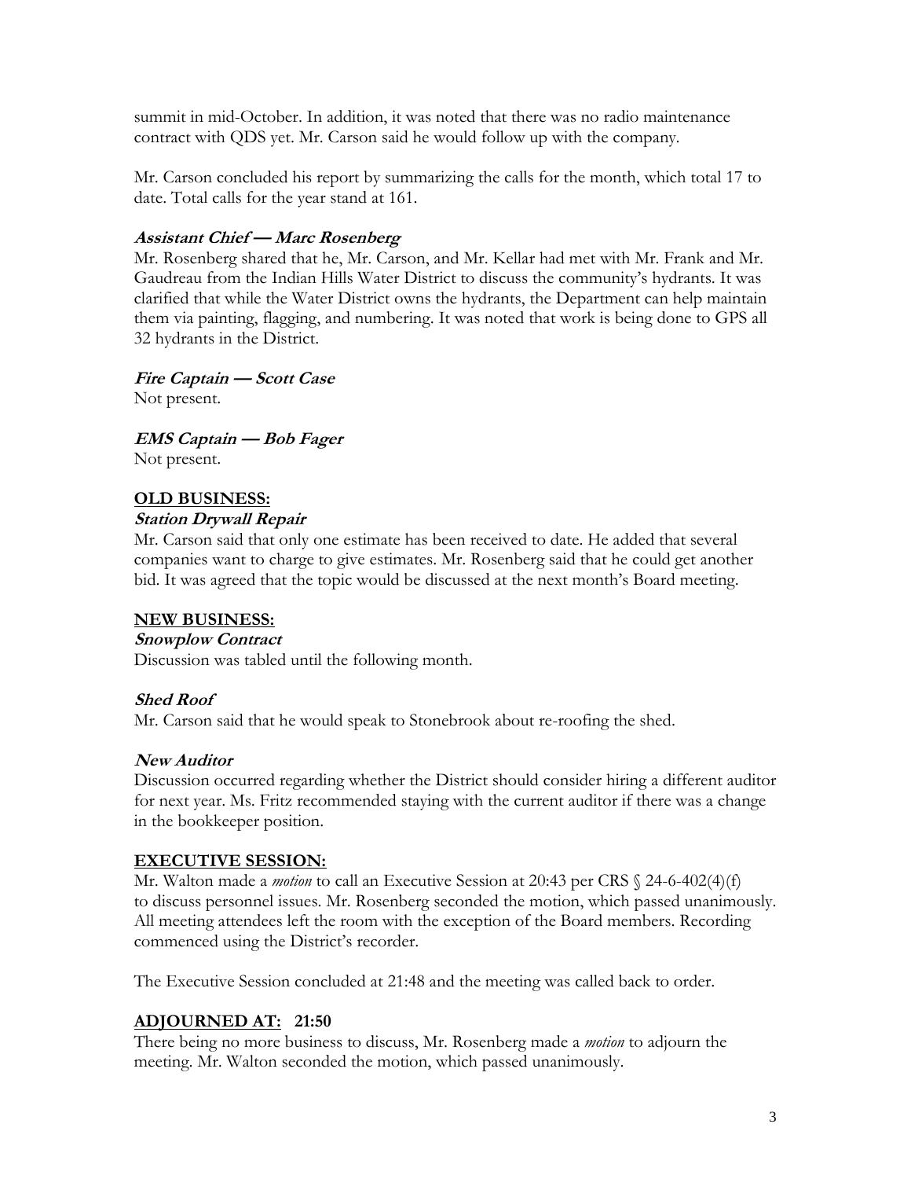summit in mid-October. In addition, it was noted that there was no radio maintenance contract with QDS yet. Mr. Carson said he would follow up with the company.

Mr. Carson concluded his report by summarizing the calls for the month, which total 17 to date. Total calls for the year stand at 161.

***Assistant Chief — Marc Rosenberg***

Mr. Rosenberg shared that he, Mr. Carson, and Mr. Kellar had met with Mr. Frank and Mr. Gaudreau from the Indian Hills Water District to discuss the community's hydrants. It was clarified that while the Water District owns the hydrants, the Department can help maintain them via painting, flagging, and numbering. It was noted that work is being done to GPS all 32 hydrants in the District.

***Fire Captain — Scott Case***

Not present.

***EMS Captain — Bob Fager***

Not present.

## OLD BUSINESS:

***Station Drywall Repair***

Mr. Carson said that only one estimate has been received to date. He added that several companies want to charge to give estimates. Mr. Rosenberg said that he could get another bid. It was agreed that the topic would be discussed at the next month's Board meeting.

## NEW BUSINESS:

***Snowplow Contract***

Discussion was tabled until the following month.

***Shed Roof***

Mr. Carson said that he would speak to Stonebrook about re-roofing the shed.

***New Auditor***

Discussion occurred regarding whether the District should consider hiring a different auditor for next year. Ms. Fritz recommended staying with the current auditor if there was a change in the bookkeeper position.

## EXECUTIVE SESSION:

Mr. Walton made a *motion* to call an Executive Session at 20:43 per CRS § 24-6-402(4)(f) to discuss personnel issues. Mr. Rosenberg seconded the motion, which passed unanimously. All meeting attendees left the room with the exception of the Board members. Recording commenced using the District's recorder.

The Executive Session concluded at 21:48 and the meeting was called back to order.

## ADJOURNED AT: 21:50

There being no more business to discuss, Mr. Rosenberg made a *motion* to adjourn the meeting. Mr. Walton seconded the motion, which passed unanimously.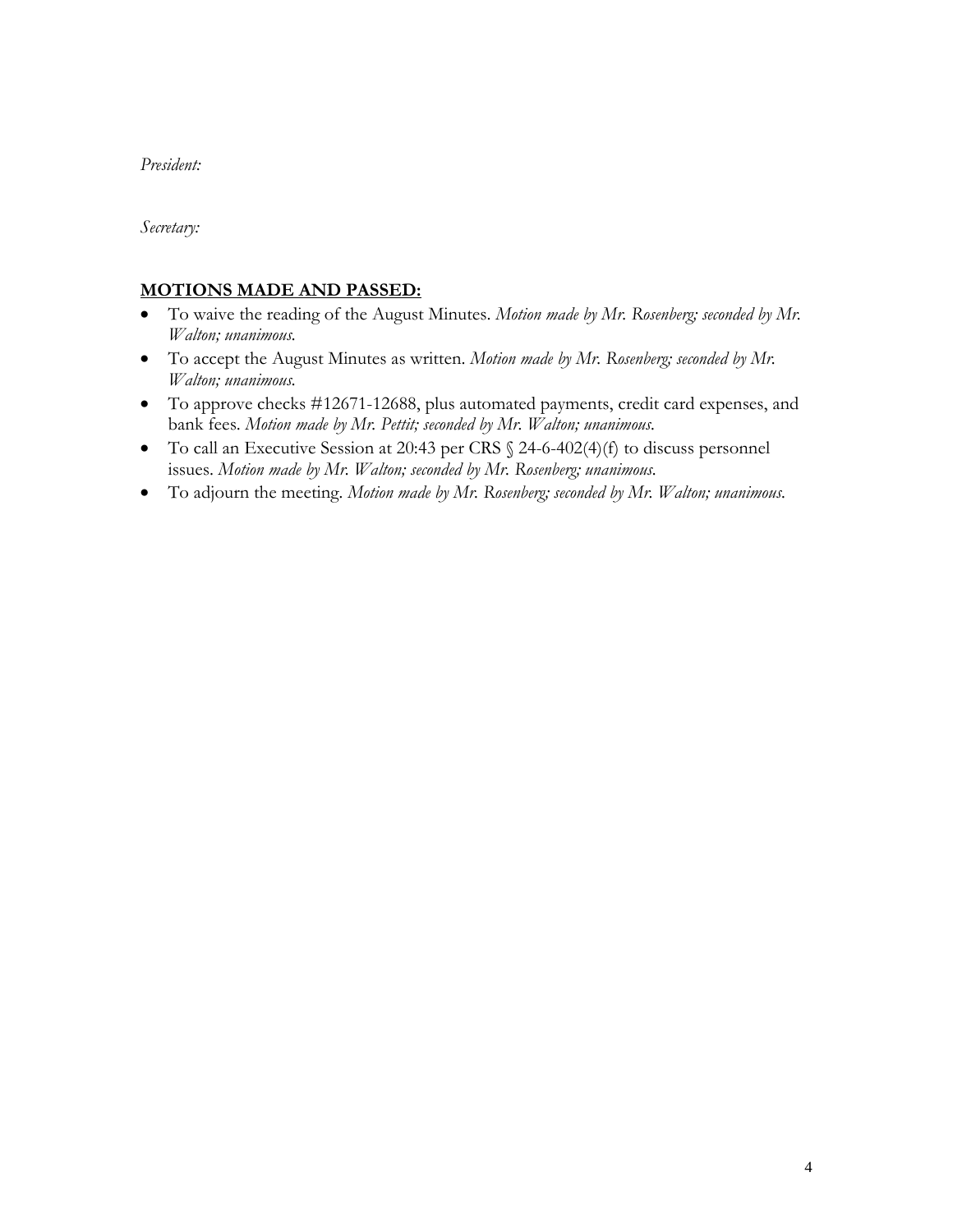*President:*

*Secretary:*

**MOTIONS MADE AND PASSED:**

- To waive the reading of the August Minutes. *Motion made by Mr. Rosenberg; seconded by Mr. Walton; unanimous.*
- To accept the August Minutes as written. *Motion made by Mr. Rosenberg; seconded by Mr. Walton; unanimous.*
- To approve checks #12671-12688, plus automated payments, credit card expenses, and bank fees. *Motion made by Mr. Pettit; seconded by Mr. Walton; unanimous.*
- To call an Executive Session at 20:43 per CRS § 24-6-402(4)(f) to discuss personnel issues. *Motion made by Mr. Walton; seconded by Mr. Rosenberg; unanimous.*
- To adjourn the meeting. *Motion made by Mr. Rosenberg; seconded by Mr. Walton; unanimous.*